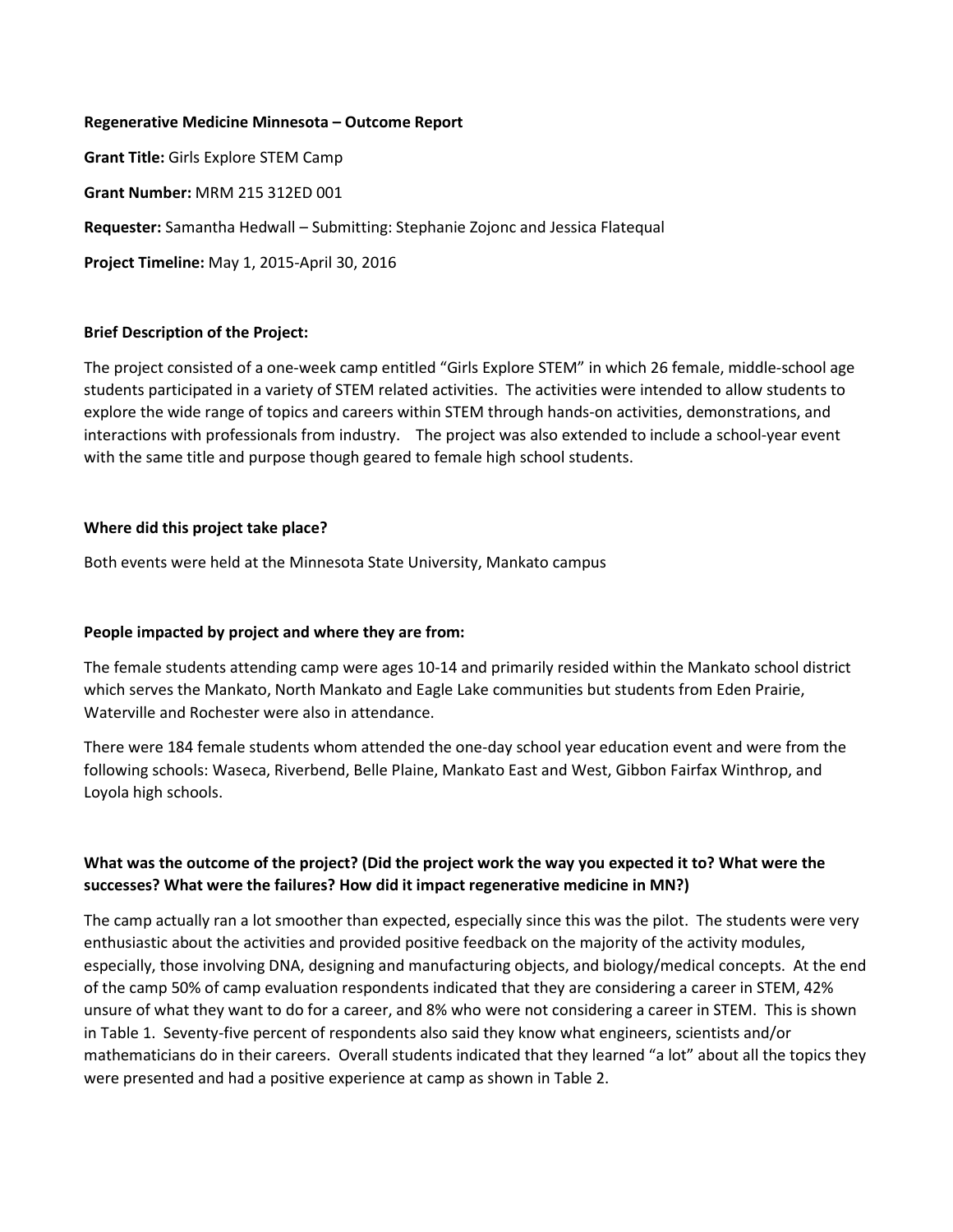**Regenerative Medicine Minnesota – Outcome Report**

**Grant Title:** Girls Explore STEM Camp

**Grant Number:** MRM 215 312ED 001

**Requester:** Samantha Hedwall – Submitting: Stephanie Zojonc and Jessica Flatequal

**Project Timeline:** May 1, 2015-April 30, 2016

**Brief Description of the Project:**

The project consisted of a one-week camp entitled "Girls Explore STEM" in which 26 female, middle-school age students participated in a variety of STEM related activities. The activities were intended to allow students to explore the wide range of topics and careers within STEM through hands-on activities, demonstrations, and interactions with professionals from industry. The project was also extended to include a school-year event with the same title and purpose though geared to female high school students.

**Where did this project take place?**

Both events were held at the Minnesota State University, Mankato campus

**People impacted by project and where they are from:**

The female students attending camp were ages 10-14 and primarily resided within the Mankato school district which serves the Mankato, North Mankato and Eagle Lake communities but students from Eden Prairie, Waterville and Rochester were also in attendance.

There were 184 female students whom attended the one-day school year education event and were from the following schools: Waseca, Riverbend, Belle Plaine, Mankato East and West, Gibbon Fairfax Winthrop, and Loyola high schools.

**What was the outcome of the project? (Did the project work the way you expected it to? What were the successes? What were the failures? How did it impact regenerative medicine in MN?)**

The camp actually ran a lot smoother than expected, especially since this was the pilot. The students were very enthusiastic about the activities and provided positive feedback on the majority of the activity modules, especially, those involving DNA, designing and manufacturing objects, and biology/medical concepts. At the end of the camp 50% of camp evaluation respondents indicated that they are considering a career in STEM, 42% unsure of what they want to do for a career, and 8% who were not considering a career in STEM. This is shown in Table 1. Seventy-five percent of respondents also said they know what engineers, scientists and/or mathematicians do in their careers. Overall students indicated that they learned "a lot" about all the topics they were presented and had a positive experience at camp as shown in Table 2.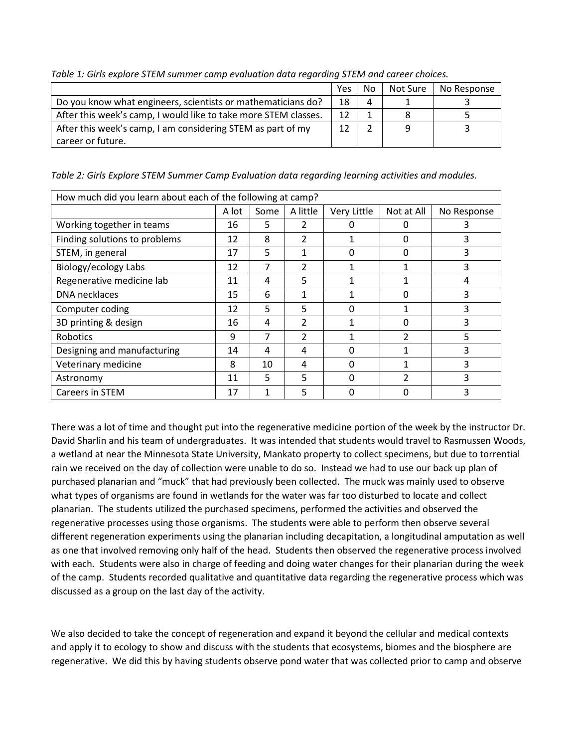*Table 1: Girls explore STEM summer camp evaluation data regarding STEM and career choices.*

| | Yes | No | Not Sure | No Response |
|---|---|---|---|---|
| Do you know what engineers, scientists or mathematicians do? | 18 | 4 | 1 | 3 |
| After this week's camp, I would like to take more STEM classes. | 12 | 1 | 8 | 5 |
| After this week's camp, I am considering STEM as part of my career or future. | 12 | 2 | 9 | 3 |

*Table 2: Girls Explore STEM Summer Camp Evaluation data regarding learning activities and modules.*

| How much did you learn about each of the following at camp? | | | | | | |
|---|---|---|---|---|---|---|
| | A lot | Some | A little | Very Little | Not at All | No Response |
| Working together in teams | 16 | 5 | 2 | 0 | 0 | 3 |
| Finding solutions to problems | 12 | 8 | 2 | 1 | 0 | 3 |
| STEM, in general | 17 | 5 | 1 | 0 | 0 | 3 |
| Biology/ecology Labs | 12 | 7 | 2 | 1 | 1 | 3 |
| Regenerative medicine lab | 11 | 4 | 5 | 1 | 1 | 4 |
| DNA necklaces | 15 | 6 | 1 | 1 | 0 | 3 |
| Computer coding | 12 | 5 | 5 | 0 | 1 | 3 |
| 3D printing & design | 16 | 4 | 2 | 1 | 0 | 3 |
| Robotics | 9 | 7 | 2 | 1 | 2 | 5 |
| Designing and manufacturing | 14 | 4 | 4 | 0 | 1 | 3 |
| Veterinary medicine | 8 | 10 | 4 | 0 | 1 | 3 |
| Astronomy | 11 | 5 | 5 | 0 | 2 | 3 |
| Careers in STEM | 17 | 1 | 5 | 0 | 0 | 3 |

There was a lot of time and thought put into the regenerative medicine portion of the week by the instructor Dr. David Sharlin and his team of undergraduates. It was intended that students would travel to Rasmussen Woods, a wetland at near the Minnesota State University, Mankato property to collect specimens, but due to torrential rain we received on the day of collection were unable to do so. Instead we had to use our back up plan of purchased planarian and "muck" that had previously been collected. The muck was mainly used to observe what types of organisms are found in wetlands for the water was far too disturbed to locate and collect planarian. The students utilized the purchased specimens, performed the activities and observed the regenerative processes using those organisms. The students were able to perform then observe several different regeneration experiments using the planarian including decapitation, a longitudinal amputation as well as one that involved removing only half of the head. Students then observed the regenerative process involved with each. Students were also in charge of feeding and doing water changes for their planarian during the week of the camp. Students recorded qualitative and quantitative data regarding the regenerative process which was discussed as a group on the last day of the activity.

We also decided to take the concept of regeneration and expand it beyond the cellular and medical contexts and apply it to ecology to show and discuss with the students that ecosystems, biomes and the biosphere are regenerative. We did this by having students observe pond water that was collected prior to camp and observe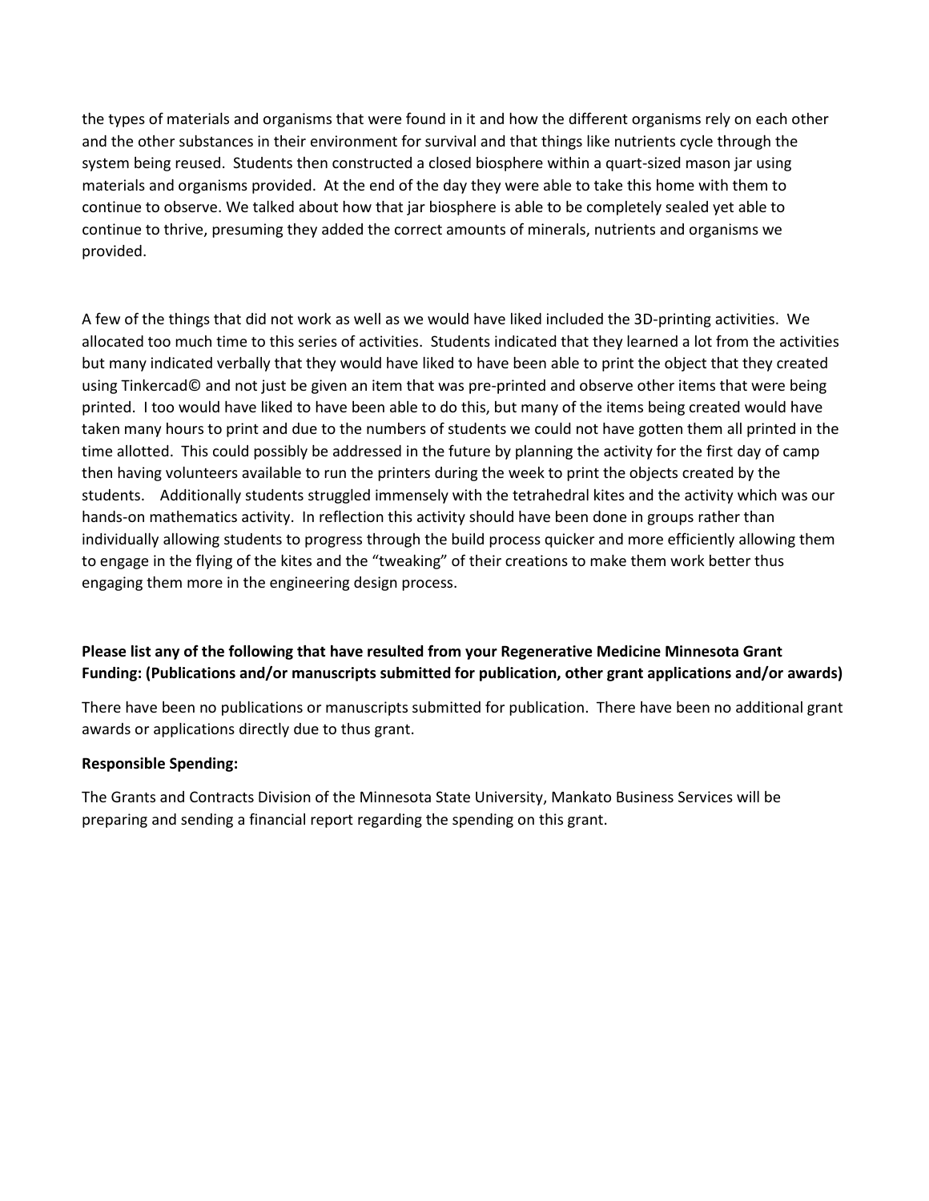the types of materials and organisms that were found in it and how the different organisms rely on each other and the other substances in their environment for survival and that things like nutrients cycle through the system being reused. Students then constructed a closed biosphere within a quart-sized mason jar using materials and organisms provided. At the end of the day they were able to take this home with them to continue to observe. We talked about how that jar biosphere is able to be completely sealed yet able to continue to thrive, presuming they added the correct amounts of minerals, nutrients and organisms we provided.

A few of the things that did not work as well as we would have liked included the 3D-printing activities. We allocated too much time to this series of activities. Students indicated that they learned a lot from the activities but many indicated verbally that they would have liked to have been able to print the object that they created using Tinkercad© and not just be given an item that was pre-printed and observe other items that were being printed. I too would have liked to have been able to do this, but many of the items being created would have taken many hours to print and due to the numbers of students we could not have gotten them all printed in the time allotted. This could possibly be addressed in the future by planning the activity for the first day of camp then having volunteers available to run the printers during the week to print the objects created by the students. Additionally students struggled immensely with the tetrahedral kites and the activity which was our hands-on mathematics activity. In reflection this activity should have been done in groups rather than individually allowing students to progress through the build process quicker and more efficiently allowing them to engage in the flying of the kites and the "tweaking" of their creations to make them work better thus engaging them more in the engineering design process.

**Please list any of the following that have resulted from your Regenerative Medicine Minnesota Grant Funding: (Publications and/or manuscripts submitted for publication, other grant applications and/or awards)**

There have been no publications or manuscripts submitted for publication. There have been no additional grant awards or applications directly due to thus grant.

**Responsible Spending:**

The Grants and Contracts Division of the Minnesota State University, Mankato Business Services will be preparing and sending a financial report regarding the spending on this grant.